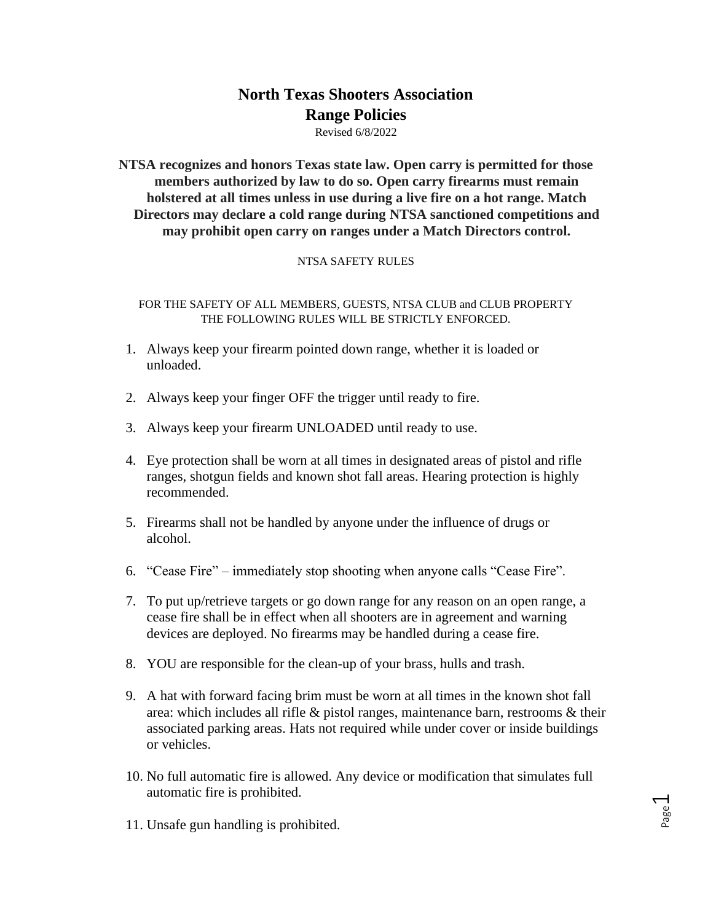# North Texas Shooters Association
## Range Policies

Revised 6/8/2022

**NTSA recognizes and honors Texas state law. Open carry is permitted for those members authorized by law to do so. Open carry firearms must remain holstered at all times unless in use during a live fire on a hot range. Match Directors may declare a cold range during NTSA sanctioned competitions and may prohibit open carry on ranges under a Match Directors control.**

NTSA SAFETY RULES

FOR THE SAFETY OF ALL MEMBERS, GUESTS, NTSA CLUB and CLUB PROPERTY THE FOLLOWING RULES WILL BE STRICTLY ENFORCED.

1. Always keep your firearm pointed down range, whether it is loaded or unloaded.
2. Always keep your finger OFF the trigger until ready to fire.
3. Always keep your firearm UNLOADED until ready to use.
4. Eye protection shall be worn at all times in designated areas of pistol and rifle ranges, shotgun fields and known shot fall areas. Hearing protection is highly recommended.
5. Firearms shall not be handled by anyone under the influence of drugs or alcohol.
6. "Cease Fire" – immediately stop shooting when anyone calls "Cease Fire".
7. To put up/retrieve targets or go down range for any reason on an open range, a cease fire shall be in effect when all shooters are in agreement and warning devices are deployed. No firearms may be handled during a cease fire.
8. YOU are responsible for the clean-up of your brass, hulls and trash.
9. A hat with forward facing brim must be worn at all times in the known shot fall area: which includes all rifle & pistol ranges, maintenance barn, restrooms & their associated parking areas. Hats not required while under cover or inside buildings or vehicles.
10. No full automatic fire is allowed. Any device or modification that simulates full automatic fire is prohibited.
11. Unsafe gun handling is prohibited.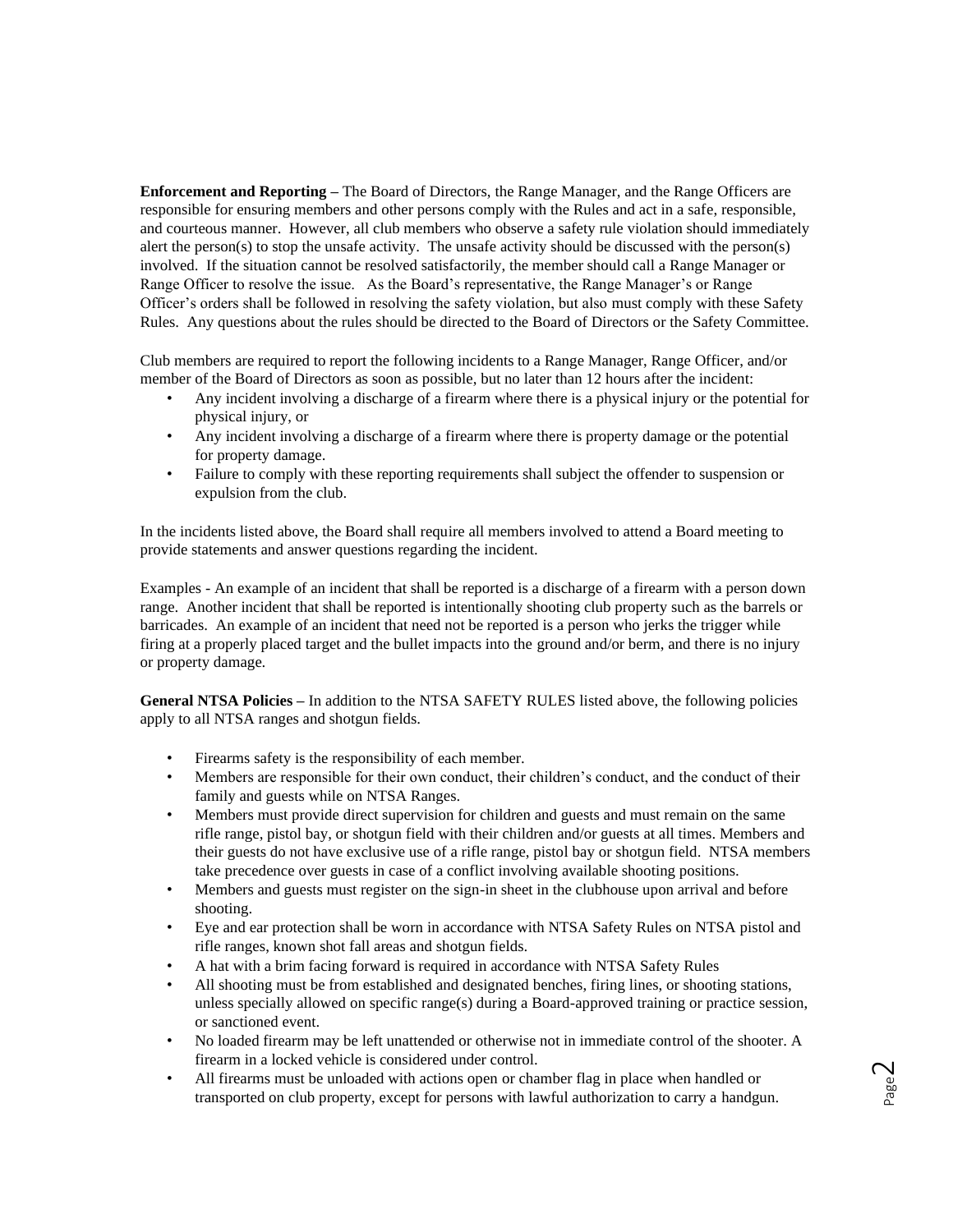**Enforcement and Reporting –** The Board of Directors, the Range Manager, and the Range Officers are responsible for ensuring members and other persons comply with the Rules and act in a safe, responsible, and courteous manner. However, all club members who observe a safety rule violation should immediately alert the person(s) to stop the unsafe activity. The unsafe activity should be discussed with the person(s) involved. If the situation cannot be resolved satisfactorily, the member should call a Range Manager or Range Officer to resolve the issue. As the Board's representative, the Range Manager's or Range Officer's orders shall be followed in resolving the safety violation, but also must comply with these Safety Rules. Any questions about the rules should be directed to the Board of Directors or the Safety Committee.

Club members are required to report the following incidents to a Range Manager, Range Officer, and/or member of the Board of Directors as soon as possible, but no later than 12 hours after the incident:

- Any incident involving a discharge of a firearm where there is a physical injury or the potential for physical injury, or
- Any incident involving a discharge of a firearm where there is property damage or the potential for property damage.
- Failure to comply with these reporting requirements shall subject the offender to suspension or expulsion from the club.

In the incidents listed above, the Board shall require all members involved to attend a Board meeting to provide statements and answer questions regarding the incident.

Examples - An example of an incident that shall be reported is a discharge of a firearm with a person down range. Another incident that shall be reported is intentionally shooting club property such as the barrels or barricades. An example of an incident that need not be reported is a person who jerks the trigger while firing at a properly placed target and the bullet impacts into the ground and/or berm, and there is no injury or property damage.

**General NTSA Policies –** In addition to the NTSA SAFETY RULES listed above, the following policies apply to all NTSA ranges and shotgun fields.

- Firearms safety is the responsibility of each member.
- Members are responsible for their own conduct, their children's conduct, and the conduct of their family and guests while on NTSA Ranges.
- Members must provide direct supervision for children and guests and must remain on the same rifle range, pistol bay, or shotgun field with their children and/or guests at all times. Members and their guests do not have exclusive use of a rifle range, pistol bay or shotgun field. NTSA members take precedence over guests in case of a conflict involving available shooting positions.
- Members and guests must register on the sign-in sheet in the clubhouse upon arrival and before shooting.
- Eye and ear protection shall be worn in accordance with NTSA Safety Rules on NTSA pistol and rifle ranges, known shot fall areas and shotgun fields.
- A hat with a brim facing forward is required in accordance with NTSA Safety Rules
- All shooting must be from established and designated benches, firing lines, or shooting stations, unless specially allowed on specific range(s) during a Board-approved training or practice session, or sanctioned event.
- No loaded firearm may be left unattended or otherwise not in immediate control of the shooter. A firearm in a locked vehicle is considered under control.
- All firearms must be unloaded with actions open or chamber flag in place when handled or transported on club property, except for persons with lawful authorization to carry a handgun.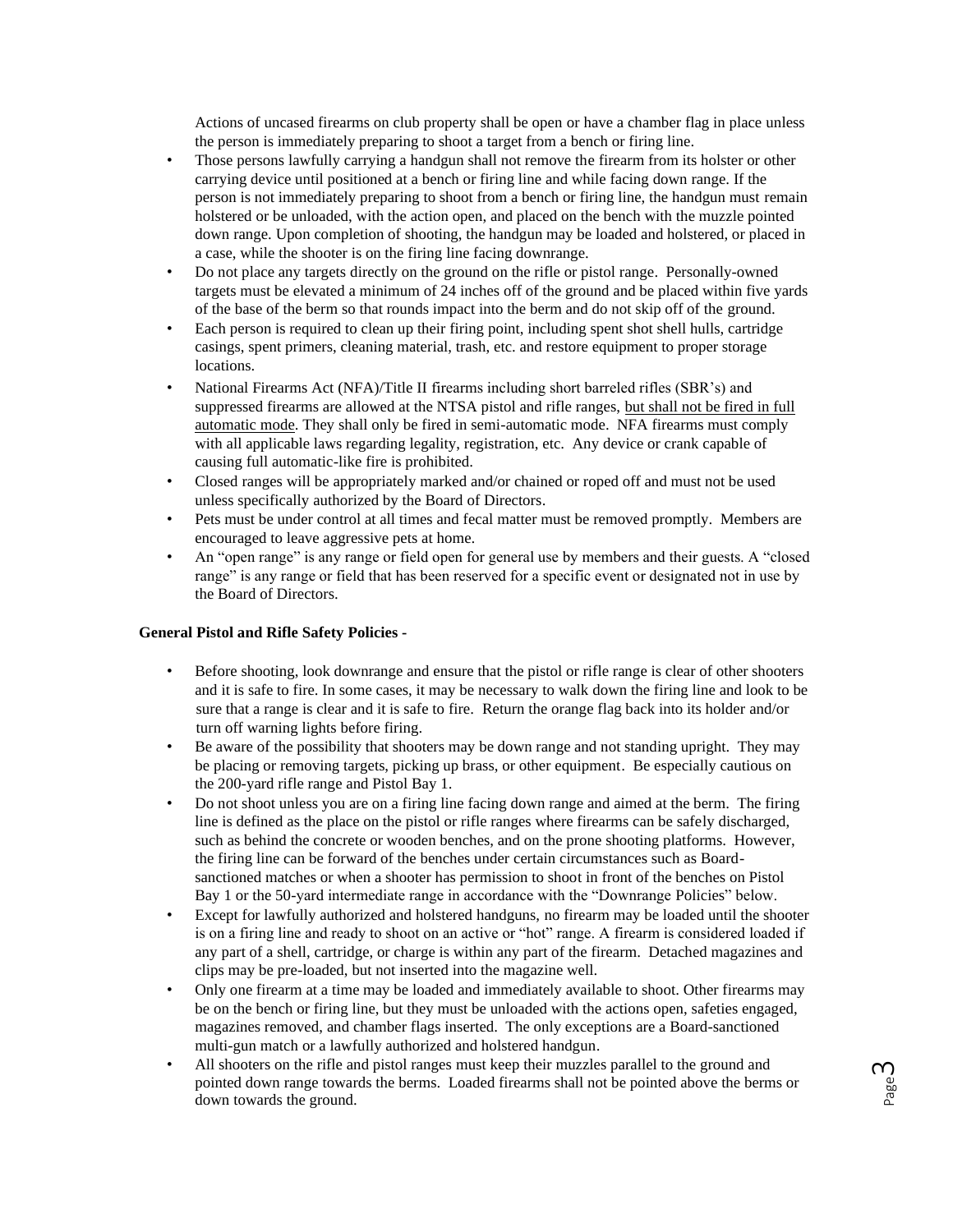Actions of uncased firearms on club property shall be open or have a chamber flag in place unless the person is immediately preparing to shoot a target from a bench or firing line.

- Those persons lawfully carrying a handgun shall not remove the firearm from its holster or other carrying device until positioned at a bench or firing line and while facing down range. If the person is not immediately preparing to shoot from a bench or firing line, the handgun must remain holstered or be unloaded, with the action open, and placed on the bench with the muzzle pointed down range. Upon completion of shooting, the handgun may be loaded and holstered, or placed in a case, while the shooter is on the firing line facing downrange.
- Do not place any targets directly on the ground on the rifle or pistol range. Personally-owned targets must be elevated a minimum of 24 inches off of the ground and be placed within five yards of the base of the berm so that rounds impact into the berm and do not skip off of the ground.
- Each person is required to clean up their firing point, including spent shot shell hulls, cartridge casings, spent primers, cleaning material, trash, etc. and restore equipment to proper storage locations.
- National Firearms Act (NFA)/Title II firearms including short barreled rifles (SBR's) and suppressed firearms are allowed at the NTSA pistol and rifle ranges, <u>but shall not be fired in full automatic mode</u>. They shall only be fired in semi-automatic mode. NFA firearms must comply with all applicable laws regarding legality, registration, etc. Any device or crank capable of causing full automatic-like fire is prohibited.
- Closed ranges will be appropriately marked and/or chained or roped off and must not be used unless specifically authorized by the Board of Directors.
- Pets must be under control at all times and fecal matter must be removed promptly. Members are encouraged to leave aggressive pets at home.
- An "open range" is any range or field open for general use by members and their guests. A "closed range" is any range or field that has been reserved for a specific event or designated not in use by the Board of Directors.

**General Pistol and Rifle Safety Policies -**

- Before shooting, look downrange and ensure that the pistol or rifle range is clear of other shooters and it is safe to fire. In some cases, it may be necessary to walk down the firing line and look to be sure that a range is clear and it is safe to fire. Return the orange flag back into its holder and/or turn off warning lights before firing.
- Be aware of the possibility that shooters may be down range and not standing upright. They may be placing or removing targets, picking up brass, or other equipment. Be especially cautious on the 200-yard rifle range and Pistol Bay 1.
- Do not shoot unless you are on a firing line facing down range and aimed at the berm. The firing line is defined as the place on the pistol or rifle ranges where firearms can be safely discharged, such as behind the concrete or wooden benches, and on the prone shooting platforms. However, the firing line can be forward of the benches under certain circumstances such as Board-sanctioned matches or when a shooter has permission to shoot in front of the benches on Pistol Bay 1 or the 50-yard intermediate range in accordance with the "Downrange Policies" below.
- Except for lawfully authorized and holstered handguns, no firearm may be loaded until the shooter is on a firing line and ready to shoot on an active or "hot" range. A firearm is considered loaded if any part of a shell, cartridge, or charge is within any part of the firearm. Detached magazines and clips may be pre-loaded, but not inserted into the magazine well.
- Only one firearm at a time may be loaded and immediately available to shoot. Other firearms may be on the bench or firing line, but they must be unloaded with the actions open, safeties engaged, magazines removed, and chamber flags inserted. The only exceptions are a Board-sanctioned multi-gun match or a lawfully authorized and holstered handgun.
- All shooters on the rifle and pistol ranges must keep their muzzles parallel to the ground and pointed down range towards the berms. Loaded firearms shall not be pointed above the berms or down towards the ground.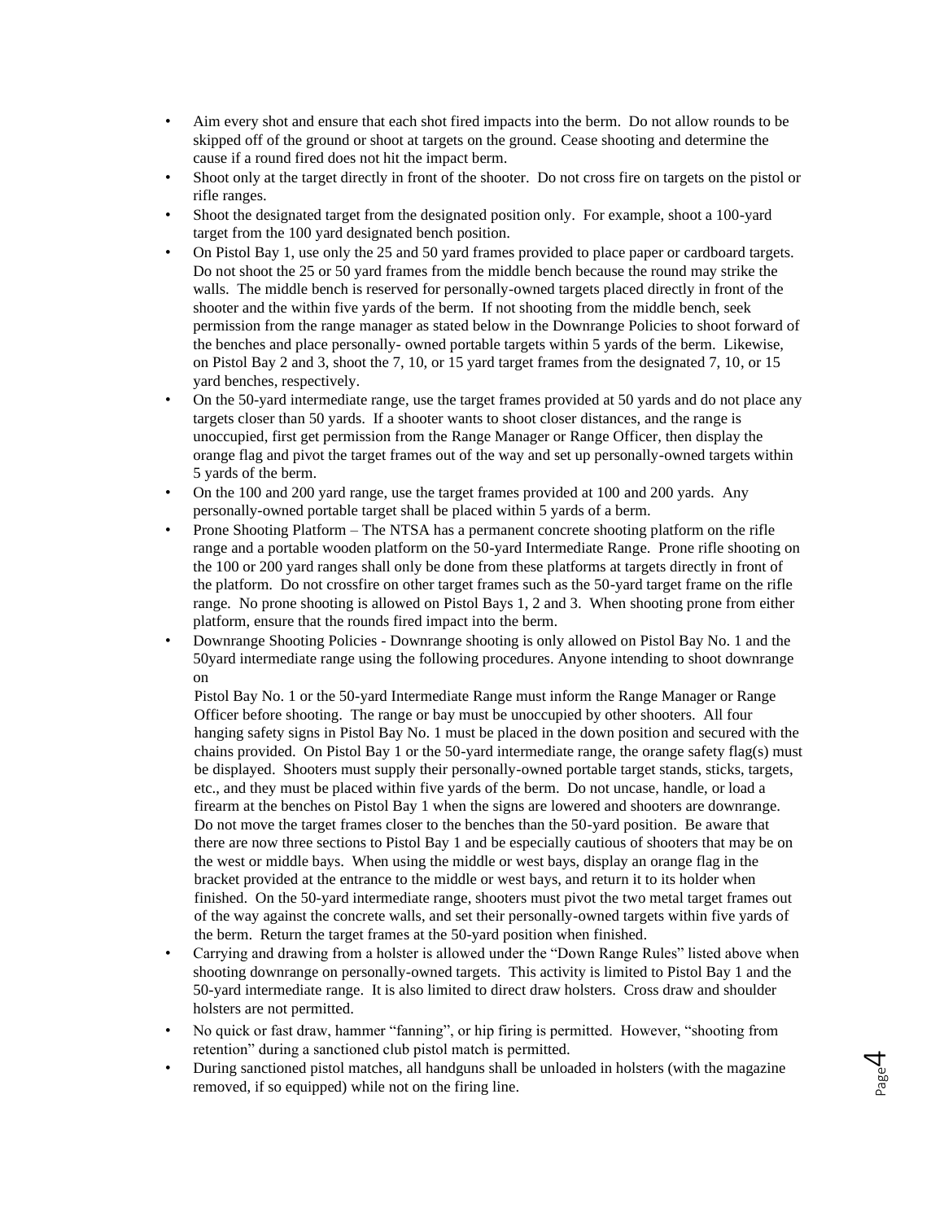- Aim every shot and ensure that each shot fired impacts into the berm. Do not allow rounds to be skipped off of the ground or shoot at targets on the ground. Cease shooting and determine the cause if a round fired does not hit the impact berm.
- Shoot only at the target directly in front of the shooter. Do not cross fire on targets on the pistol or rifle ranges.
- Shoot the designated target from the designated position only. For example, shoot a 100-yard target from the 100 yard designated bench position.
- On Pistol Bay 1, use only the 25 and 50 yard frames provided to place paper or cardboard targets. Do not shoot the 25 or 50 yard frames from the middle bench because the round may strike the walls. The middle bench is reserved for personally-owned targets placed directly in front of the shooter and the within five yards of the berm. If not shooting from the middle bench, seek permission from the range manager as stated below in the Downrange Policies to shoot forward of the benches and place personally- owned portable targets within 5 yards of the berm. Likewise, on Pistol Bay 2 and 3, shoot the 7, 10, or 15 yard target frames from the designated 7, 10, or 15 yard benches, respectively.
- On the 50-yard intermediate range, use the target frames provided at 50 yards and do not place any targets closer than 50 yards. If a shooter wants to shoot closer distances, and the range is unoccupied, first get permission from the Range Manager or Range Officer, then display the orange flag and pivot the target frames out of the way and set up personally-owned targets within 5 yards of the berm.
- On the 100 and 200 yard range, use the target frames provided at 100 and 200 yards. Any personally-owned portable target shall be placed within 5 yards of a berm.
- Prone Shooting Platform – The NTSA has a permanent concrete shooting platform on the rifle range and a portable wooden platform on the 50-yard Intermediate Range. Prone rifle shooting on the 100 or 200 yard ranges shall only be done from these platforms at targets directly in front of the platform. Do not crossfire on other target frames such as the 50-yard target frame on the rifle range. No prone shooting is allowed on Pistol Bays 1, 2 and 3. When shooting prone from either platform, ensure that the rounds fired impact into the berm.
- Downrange Shooting Policies - Downrange shooting is only allowed on Pistol Bay No. 1 and the 50yard intermediate range using the following procedures. Anyone intending to shoot downrange on

  Pistol Bay No. 1 or the 50-yard Intermediate Range must inform the Range Manager or Range Officer before shooting. The range or bay must be unoccupied by other shooters. All four hanging safety signs in Pistol Bay No. 1 must be placed in the down position and secured with the chains provided. On Pistol Bay 1 or the 50-yard intermediate range, the orange safety flag(s) must be displayed. Shooters must supply their personally-owned portable target stands, sticks, targets, etc., and they must be placed within five yards of the berm. Do not uncase, handle, or load a firearm at the benches on Pistol Bay 1 when the signs are lowered and shooters are downrange. Do not move the target frames closer to the benches than the 50-yard position. Be aware that there are now three sections to Pistol Bay 1 and be especially cautious of shooters that may be on the west or middle bays. When using the middle or west bays, display an orange flag in the bracket provided at the entrance to the middle or west bays, and return it to its holder when finished. On the 50-yard intermediate range, shooters must pivot the two metal target frames out of the way against the concrete walls, and set their personally-owned targets within five yards of the berm. Return the target frames at the 50-yard position when finished.
- Carrying and drawing from a holster is allowed under the "Down Range Rules" listed above when shooting downrange on personally-owned targets. This activity is limited to Pistol Bay 1 and the 50-yard intermediate range. It is also limited to direct draw holsters. Cross draw and shoulder holsters are not permitted.
- No quick or fast draw, hammer "fanning", or hip firing is permitted. However, "shooting from retention" during a sanctioned club pistol match is permitted.
- During sanctioned pistol matches, all handguns shall be unloaded in holsters (with the magazine removed, if so equipped) while not on the firing line.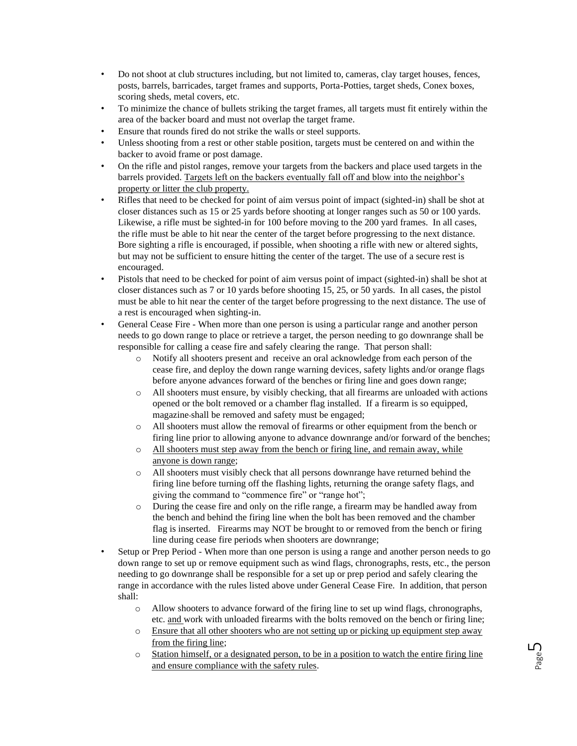- Do not shoot at club structures including, but not limited to, cameras, clay target houses, fences, posts, barrels, barricades, target frames and supports, Porta-Potties, target sheds, Conex boxes, scoring sheds, metal covers, etc.
- To minimize the chance of bullets striking the target frames, all targets must fit entirely within the area of the backer board and must not overlap the target frame.
- Ensure that rounds fired do not strike the walls or steel supports.
- Unless shooting from a rest or other stable position, targets must be centered on and within the backer to avoid frame or post damage.
- On the rifle and pistol ranges, remove your targets from the backers and place used targets in the barrels provided. <u>Targets left on the backers eventually fall off and blow into the neighbor's property or litter the club property.</u>
- Rifles that need to be checked for point of aim versus point of impact (sighted-in) shall be shot at closer distances such as 15 or 25 yards before shooting at longer ranges such as 50 or 100 yards. Likewise, a rifle must be sighted-in for 100 before moving to the 200 yard frames. In all cases, the rifle must be able to hit near the center of the target before progressing to the next distance. Bore sighting a rifle is encouraged, if possible, when shooting a rifle with new or altered sights, but may not be sufficient to ensure hitting the center of the target. The use of a secure rest is encouraged.
- Pistols that need to be checked for point of aim versus point of impact (sighted-in) shall be shot at closer distances such as 7 or 10 yards before shooting 15, 25, or 50 yards. In all cases, the pistol must be able to hit near the center of the target before progressing to the next distance. The use of a rest is encouraged when sighting-in.
- General Cease Fire - When more than one person is using a particular range and another person needs to go down range to place or retrieve a target, the person needing to go downrange shall be responsible for calling a cease fire and safely clearing the range. That person shall:
  - Notify all shooters present and receive an oral acknowledge from each person of the cease fire, and deploy the down range warning devices, safety lights and/or orange flags before anyone advances forward of the benches or firing line and goes down range;
  - All shooters must ensure, by visibly checking, that all firearms are unloaded with actions opened or the bolt removed or a chamber flag installed. If a firearm is so equipped, magazine shall be removed and safety must be engaged;
  - All shooters must allow the removal of firearms or other equipment from the bench or firing line prior to allowing anyone to advance downrange and/or forward of the benches;
  - <u>All shooters must step away from the bench or firing line, and remain away, while anyone is down range</u>;
  - All shooters must visibly check that all persons downrange have returned behind the firing line before turning off the flashing lights, returning the orange safety flags, and giving the command to "commence fire" or "range hot";
  - During the cease fire and only on the rifle range, a firearm may be handled away from the bench and behind the firing line when the bolt has been removed and the chamber flag is inserted. Firearms may NOT be brought to or removed from the bench or firing line during cease fire periods when shooters are downrange;
- Setup or Prep Period - When more than one person is using a range and another person needs to go down range to set up or remove equipment such as wind flags, chronographs, rests, etc., the person needing to go downrange shall be responsible for a set up or prep period and safely clearing the range in accordance with the rules listed above under General Cease Fire. In addition, that person shall:
  - Allow shooters to advance forward of the firing line to set up wind flags, chronographs, etc. <u>and</u> work with unloaded firearms with the bolts removed on the bench or firing line;
  - <u>Ensure that all other shooters who are not setting up or picking up equipment step away from the firing line</u>;
  - <u>Station himself, or a designated person, to be in a position to watch the entire firing line and ensure compliance with the safety rules</u>.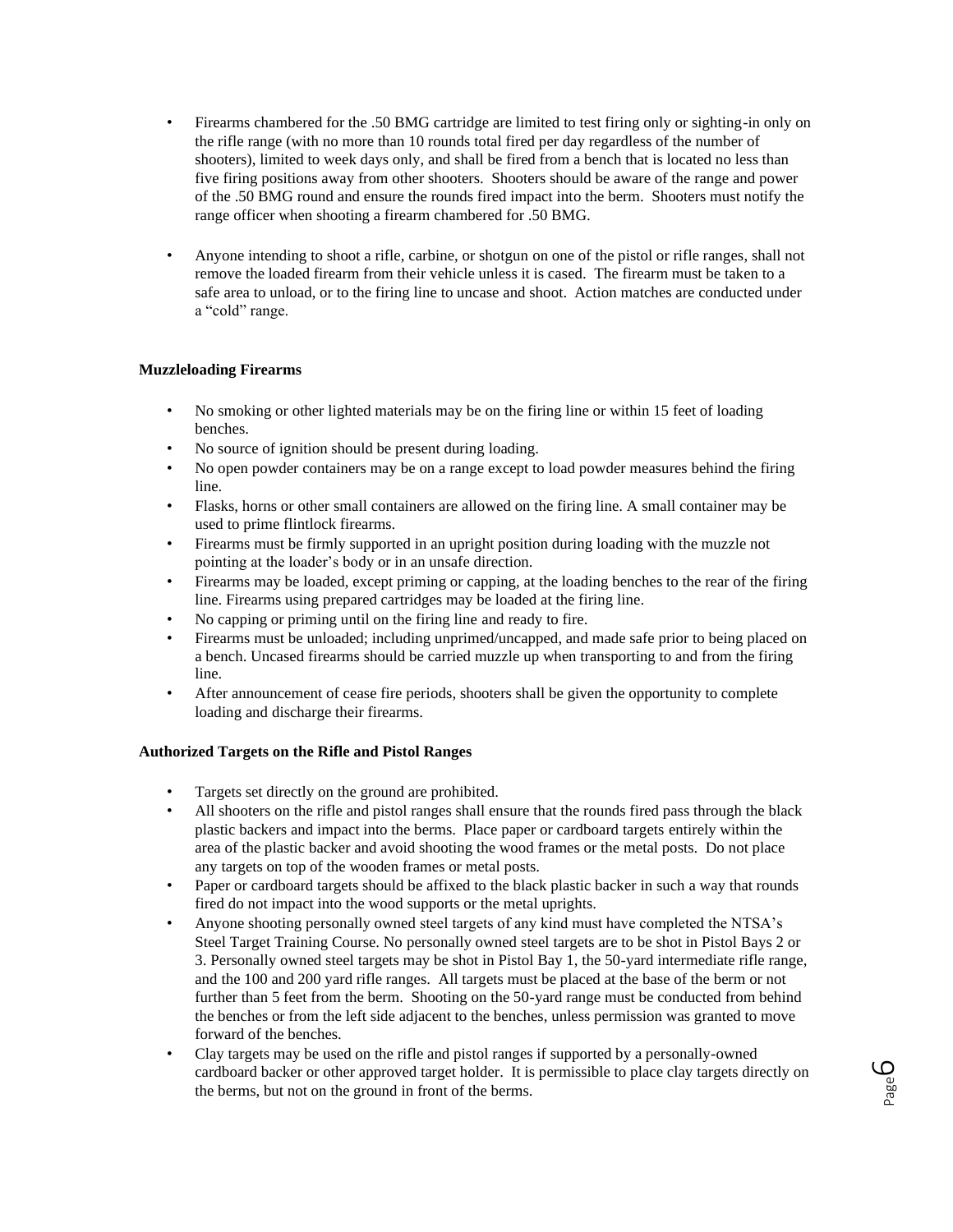- Firearms chambered for the .50 BMG cartridge are limited to test firing only or sighting-in only on the rifle range (with no more than 10 rounds total fired per day regardless of the number of shooters), limited to week days only, and shall be fired from a bench that is located no less than five firing positions away from other shooters. Shooters should be aware of the range and power of the .50 BMG round and ensure the rounds fired impact into the berm. Shooters must notify the range officer when shooting a firearm chambered for .50 BMG.

- Anyone intending to shoot a rifle, carbine, or shotgun on one of the pistol or rifle ranges, shall not remove the loaded firearm from their vehicle unless it is cased. The firearm must be taken to a safe area to unload, or to the firing line to uncase and shoot. Action matches are conducted under a "cold" range.

**Muzzleloading Firearms**

- No smoking or other lighted materials may be on the firing line or within 15 feet of loading benches.
- No source of ignition should be present during loading.
- No open powder containers may be on a range except to load powder measures behind the firing line.
- Flasks, horns or other small containers are allowed on the firing line. A small container may be used to prime flintlock firearms.
- Firearms must be firmly supported in an upright position during loading with the muzzle not pointing at the loader's body or in an unsafe direction.
- Firearms may be loaded, except priming or capping, at the loading benches to the rear of the firing line. Firearms using prepared cartridges may be loaded at the firing line.
- No capping or priming until on the firing line and ready to fire.
- Firearms must be unloaded; including unprimed/uncapped, and made safe prior to being placed on a bench. Uncased firearms should be carried muzzle up when transporting to and from the firing line.
- After announcement of cease fire periods, shooters shall be given the opportunity to complete loading and discharge their firearms.

**Authorized Targets on the Rifle and Pistol Ranges**

- Targets set directly on the ground are prohibited.
- All shooters on the rifle and pistol ranges shall ensure that the rounds fired pass through the black plastic backers and impact into the berms. Place paper or cardboard targets entirely within the area of the plastic backer and avoid shooting the wood frames or the metal posts. Do not place any targets on top of the wooden frames or metal posts.
- Paper or cardboard targets should be affixed to the black plastic backer in such a way that rounds fired do not impact into the wood supports or the metal uprights.
- Anyone shooting personally owned steel targets of any kind must have completed the NTSA's Steel Target Training Course. No personally owned steel targets are to be shot in Pistol Bays 2 or 3. Personally owned steel targets may be shot in Pistol Bay 1, the 50-yard intermediate rifle range, and the 100 and 200 yard rifle ranges. All targets must be placed at the base of the berm or not further than 5 feet from the berm. Shooting on the 50-yard range must be conducted from behind the benches or from the left side adjacent to the benches, unless permission was granted to move forward of the benches.
- Clay targets may be used on the rifle and pistol ranges if supported by a personally-owned cardboard backer or other approved target holder. It is permissible to place clay targets directly on the berms, but not on the ground in front of the berms.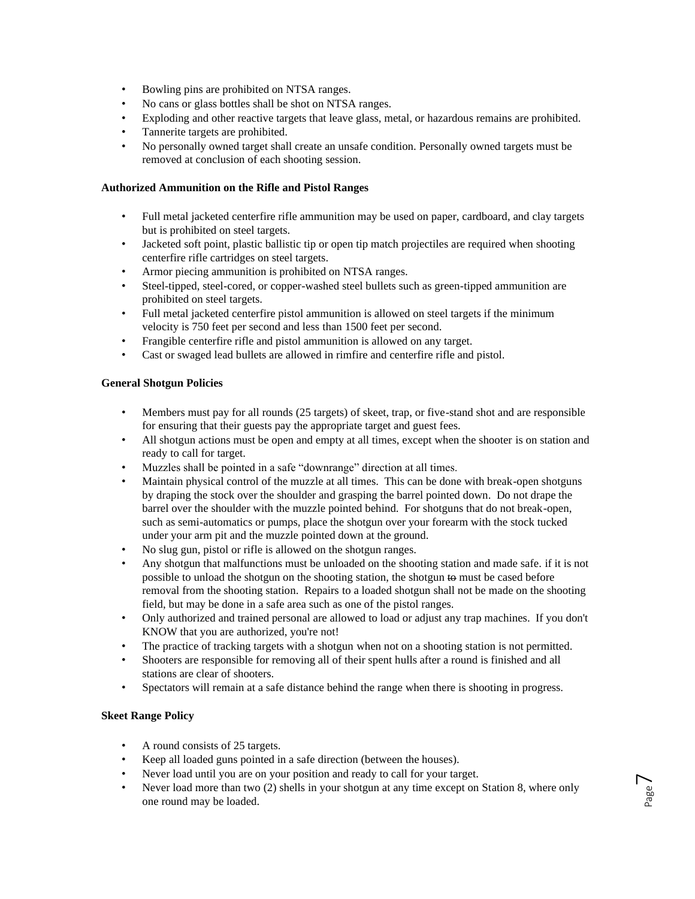- Bowling pins are prohibited on NTSA ranges.
- No cans or glass bottles shall be shot on NTSA ranges.
- Exploding and other reactive targets that leave glass, metal, or hazardous remains are prohibited.
- Tannerite targets are prohibited.
- No personally owned target shall create an unsafe condition. Personally owned targets must be removed at conclusion of each shooting session.

**Authorized Ammunition on the Rifle and Pistol Ranges**

- Full metal jacketed centerfire rifle ammunition may be used on paper, cardboard, and clay targets but is prohibited on steel targets.
- Jacketed soft point, plastic ballistic tip or open tip match projectiles are required when shooting centerfire rifle cartridges on steel targets.
- Armor piecing ammunition is prohibited on NTSA ranges.
- Steel-tipped, steel-cored, or copper-washed steel bullets such as green-tipped ammunition are prohibited on steel targets.
- Full metal jacketed centerfire pistol ammunition is allowed on steel targets if the minimum velocity is 750 feet per second and less than 1500 feet per second.
- Frangible centerfire rifle and pistol ammunition is allowed on any target.
- Cast or swaged lead bullets are allowed in rimfire and centerfire rifle and pistol.

**General Shotgun Policies**

- Members must pay for all rounds (25 targets) of skeet, trap, or five-stand shot and are responsible for ensuring that their guests pay the appropriate target and guest fees.
- All shotgun actions must be open and empty at all times, except when the shooter is on station and ready to call for target.
- Muzzles shall be pointed in a safe "downrange" direction at all times.
- Maintain physical control of the muzzle at all times. This can be done with break-open shotguns by draping the stock over the shoulder and grasping the barrel pointed down. Do not drape the barrel over the shoulder with the muzzle pointed behind. For shotguns that do not break-open, such as semi-automatics or pumps, place the shotgun over your forearm with the stock tucked under your arm pit and the muzzle pointed down at the ground.
- No slug gun, pistol or rifle is allowed on the shotgun ranges.
- Any shotgun that malfunctions must be unloaded on the shooting station and made safe. if it is not possible to unload the shotgun on the shooting station, the shotgun ~~to~~ must be cased before removal from the shooting station. Repairs to a loaded shotgun shall not be made on the shooting field, but may be done in a safe area such as one of the pistol ranges.
- Only authorized and trained personal are allowed to load or adjust any trap machines. If you don't KNOW that you are authorized, you're not!
- The practice of tracking targets with a shotgun when not on a shooting station is not permitted.
- Shooters are responsible for removing all of their spent hulls after a round is finished and all stations are clear of shooters.
- Spectators will remain at a safe distance behind the range when there is shooting in progress.

**Skeet Range Policy**

- A round consists of 25 targets.
- Keep all loaded guns pointed in a safe direction (between the houses).
- Never load until you are on your position and ready to call for your target.
- Never load more than two (2) shells in your shotgun at any time except on Station 8, where only one round may be loaded.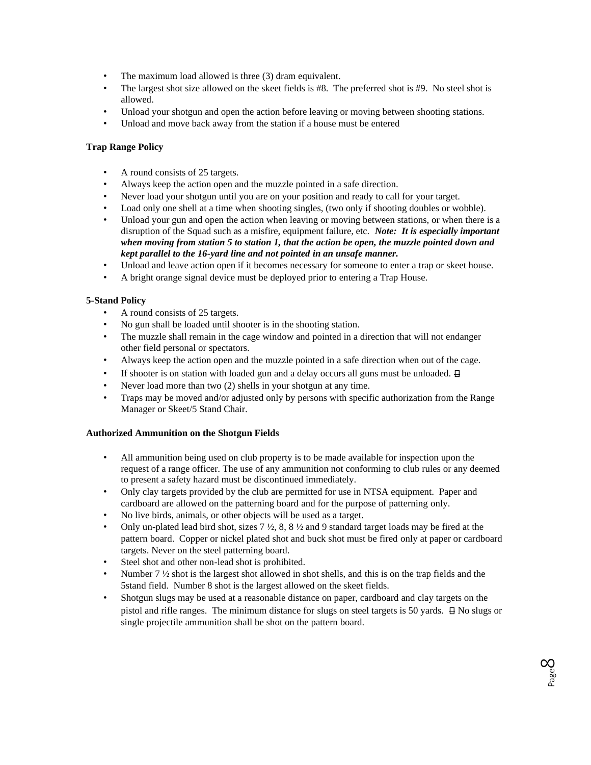- The maximum load allowed is three (3) dram equivalent.
- The largest shot size allowed on the skeet fields is #8. The preferred shot is #9. No steel shot is allowed.
- Unload your shotgun and open the action before leaving or moving between shooting stations.
- Unload and move back away from the station if a house must be entered

**Trap Range Policy**

- A round consists of 25 targets.
- Always keep the action open and the muzzle pointed in a safe direction.
- Never load your shotgun until you are on your position and ready to call for your target.
- Load only one shell at a time when shooting singles, (two only if shooting doubles or wobble).
- Unload your gun and open the action when leaving or moving between stations, or when there is a disruption of the Squad such as a misfire, equipment failure, etc. ***Note: It is especially important when moving from station 5 to station 1, that the action be open, the muzzle pointed down and kept parallel to the 16-yard line and not pointed in an unsafe manner.***
- Unload and leave action open if it becomes necessary for someone to enter a trap or skeet house.
- A bright orange signal device must be deployed prior to entering a Trap House.

**5-Stand Policy**

- A round consists of 25 targets.
- No gun shall be loaded until shooter is in the shooting station.
- The muzzle shall remain in the cage window and pointed in a direction that will not endanger other field personal or spectators.
- Always keep the action open and the muzzle pointed in a safe direction when out of the cage.
- If shooter is on station with loaded gun and a delay occurs all guns must be unloaded.
- Never load more than two (2) shells in your shotgun at any time.
- Traps may be moved and/or adjusted only by persons with specific authorization from the Range Manager or Skeet/5 Stand Chair.

**Authorized Ammunition on the Shotgun Fields**

- All ammunition being used on club property is to be made available for inspection upon the request of a range officer. The use of any ammunition not conforming to club rules or any deemed to present a safety hazard must be discontinued immediately.
- Only clay targets provided by the club are permitted for use in NTSA equipment. Paper and cardboard are allowed on the patterning board and for the purpose of patterning only.
- No live birds, animals, or other objects will be used as a target.
- Only un-plated lead bird shot, sizes 7 ½, 8, 8 ½ and 9 standard target loads may be fired at the pattern board. Copper or nickel plated shot and buck shot must be fired only at paper or cardboard targets. Never on the steel patterning board.
- Steel shot and other non-lead shot is prohibited.
- Number 7 ½ shot is the largest shot allowed in shot shells, and this is on the trap fields and the 5stand field. Number 8 shot is the largest allowed on the skeet fields.
- Shotgun slugs may be used at a reasonable distance on paper, cardboard and clay targets on the pistol and rifle ranges. The minimum distance for slugs on steel targets is 50 yards. No slugs or single projectile ammunition shall be shot on the pattern board.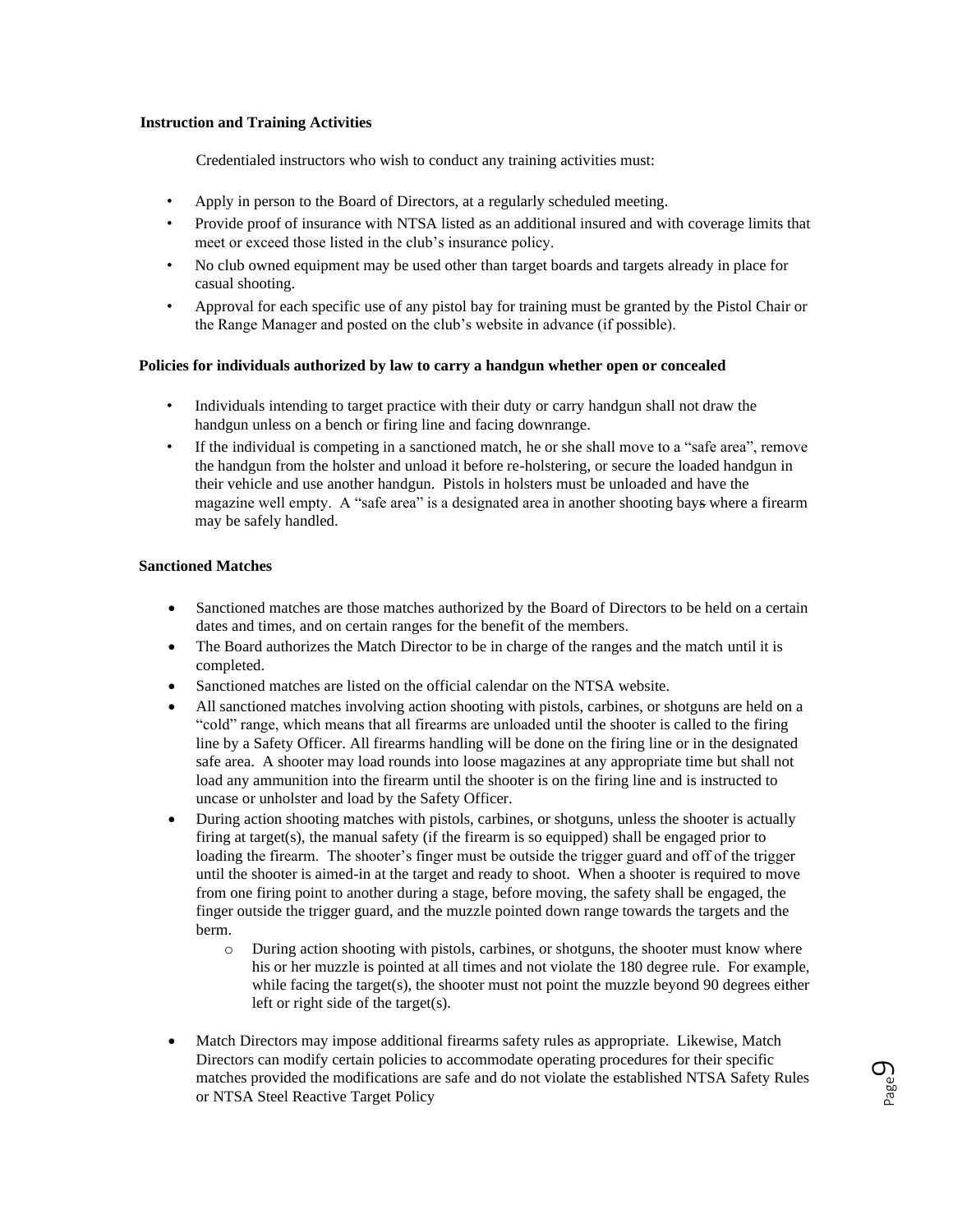**Instruction and Training Activities**

Credentialed instructors who wish to conduct any training activities must:

- Apply in person to the Board of Directors, at a regularly scheduled meeting.
- Provide proof of insurance with NTSA listed as an additional insured and with coverage limits that meet or exceed those listed in the club's insurance policy.
- No club owned equipment may be used other than target boards and targets already in place for casual shooting.
- Approval for each specific use of any pistol bay for training must be granted by the Pistol Chair or the Range Manager and posted on the club's website in advance (if possible).

**Policies for individuals authorized by law to carry a handgun whether open or concealed**

- Individuals intending to target practice with their duty or carry handgun shall not draw the handgun unless on a bench or firing line and facing downrange.
- If the individual is competing in a sanctioned match, he or she shall move to a "safe area", remove the handgun from the holster and unload it before re-holstering, or secure the loaded handgun in their vehicle and use another handgun. Pistols in holsters must be unloaded and have the magazine well empty. A "safe area" is a designated area in another shooting bay where a firearm may be safely handled.

**Sanctioned Matches**

- Sanctioned matches are those matches authorized by the Board of Directors to be held on a certain dates and times, and on certain ranges for the benefit of the members.
- The Board authorizes the Match Director to be in charge of the ranges and the match until it is completed.
- Sanctioned matches are listed on the official calendar on the NTSA website.
- All sanctioned matches involving action shooting with pistols, carbines, or shotguns are held on a "cold" range, which means that all firearms are unloaded until the shooter is called to the firing line by a Safety Officer. All firearms handling will be done on the firing line or in the designated safe area. A shooter may load rounds into loose magazines at any appropriate time but shall not load any ammunition into the firearm until the shooter is on the firing line and is instructed to uncase or unholster and load by the Safety Officer.
- During action shooting matches with pistols, carbines, or shotguns, unless the shooter is actually firing at target(s), the manual safety (if the firearm is so equipped) shall be engaged prior to loading the firearm. The shooter's finger must be outside the trigger guard and off of the trigger until the shooter is aimed-in at the target and ready to shoot. When a shooter is required to move from one firing point to another during a stage, before moving, the safety shall be engaged, the finger outside the trigger guard, and the muzzle pointed down range towards the targets and the berm.
  - During action shooting with pistols, carbines, or shotguns, the shooter must know where his or her muzzle is pointed at all times and not violate the 180 degree rule. For example, while facing the target(s), the shooter must not point the muzzle beyond 90 degrees either left or right side of the target(s).
- Match Directors may impose additional firearms safety rules as appropriate. Likewise, Match Directors can modify certain policies to accommodate operating procedures for their specific matches provided the modifications are safe and do not violate the established NTSA Safety Rules or NTSA Steel Reactive Target Policy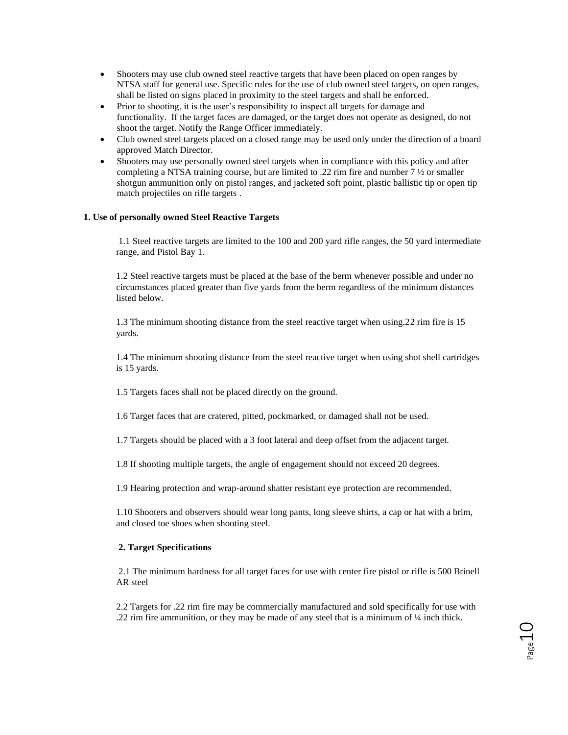- Shooters may use club owned steel reactive targets that have been placed on open ranges by NTSA staff for general use. Specific rules for the use of club owned steel targets, on open ranges, shall be listed on signs placed in proximity to the steel targets and shall be enforced.
- Prior to shooting, it is the user's responsibility to inspect all targets for damage and functionality. If the target faces are damaged, or the target does not operate as designed, do not shoot the target. Notify the Range Officer immediately.
- Club owned steel targets placed on a closed range may be used only under the direction of a board approved Match Director.
- Shooters may use personally owned steel targets when in compliance with this policy and after completing a NTSA training course, but are limited to .22 rim fire and number 7 ½ or smaller shotgun ammunition only on pistol ranges, and jacketed soft point, plastic ballistic tip or open tip match projectiles on rifle targets .

**1. Use of personally owned Steel Reactive Targets**

1.1 Steel reactive targets are limited to the 100 and 200 yard rifle ranges, the 50 yard intermediate range, and Pistol Bay 1.

1.2 Steel reactive targets must be placed at the base of the berm whenever possible and under no circumstances placed greater than five yards from the berm regardless of the minimum distances listed below.

1.3 The minimum shooting distance from the steel reactive target when using.22 rim fire is 15 yards.

1.4 The minimum shooting distance from the steel reactive target when using shot shell cartridges is 15 yards.

1.5 Targets faces shall not be placed directly on the ground.

1.6 Target faces that are cratered, pitted, pockmarked, or damaged shall not be used.

1.7 Targets should be placed with a 3 foot lateral and deep offset from the adjacent target.

1.8 If shooting multiple targets, the angle of engagement should not exceed 20 degrees.

1.9 Hearing protection and wrap-around shatter resistant eye protection are recommended.

1.10 Shooters and observers should wear long pants, long sleeve shirts, a cap or hat with a brim, and closed toe shoes when shooting steel.

**2. Target Specifications**

2.1 The minimum hardness for all target faces for use with center fire pistol or rifle is 500 Brinell AR steel

2.2 Targets for .22 rim fire may be commercially manufactured and sold specifically for use with .22 rim fire ammunition, or they may be made of any steel that is a minimum of ¼ inch thick.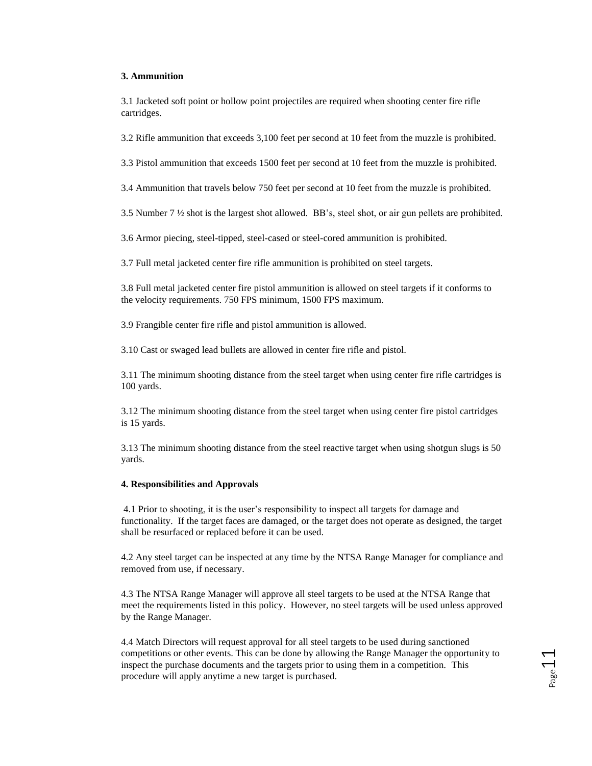**3. Ammunition**

3.1 Jacketed soft point or hollow point projectiles are required when shooting center fire rifle cartridges.

3.2 Rifle ammunition that exceeds 3,100 feet per second at 10 feet from the muzzle is prohibited.

3.3 Pistol ammunition that exceeds 1500 feet per second at 10 feet from the muzzle is prohibited.

3.4 Ammunition that travels below 750 feet per second at 10 feet from the muzzle is prohibited.

3.5 Number 7 ½ shot is the largest shot allowed. BB's, steel shot, or air gun pellets are prohibited.

3.6 Armor piecing, steel-tipped, steel-cased or steel-cored ammunition is prohibited.

3.7 Full metal jacketed center fire rifle ammunition is prohibited on steel targets.

3.8 Full metal jacketed center fire pistol ammunition is allowed on steel targets if it conforms to the velocity requirements. 750 FPS minimum, 1500 FPS maximum.

3.9 Frangible center fire rifle and pistol ammunition is allowed.

3.10 Cast or swaged lead bullets are allowed in center fire rifle and pistol.

3.11 The minimum shooting distance from the steel target when using center fire rifle cartridges is 100 yards.

3.12 The minimum shooting distance from the steel target when using center fire pistol cartridges is 15 yards.

3.13 The minimum shooting distance from the steel reactive target when using shotgun slugs is 50 yards.

**4. Responsibilities and Approvals**

4.1 Prior to shooting, it is the user's responsibility to inspect all targets for damage and functionality. If the target faces are damaged, or the target does not operate as designed, the target shall be resurfaced or replaced before it can be used.

4.2 Any steel target can be inspected at any time by the NTSA Range Manager for compliance and removed from use, if necessary.

4.3 The NTSA Range Manager will approve all steel targets to be used at the NTSA Range that meet the requirements listed in this policy. However, no steel targets will be used unless approved by the Range Manager.

4.4 Match Directors will request approval for all steel targets to be used during sanctioned competitions or other events. This can be done by allowing the Range Manager the opportunity to inspect the purchase documents and the targets prior to using them in a competition. This procedure will apply anytime a new target is purchased.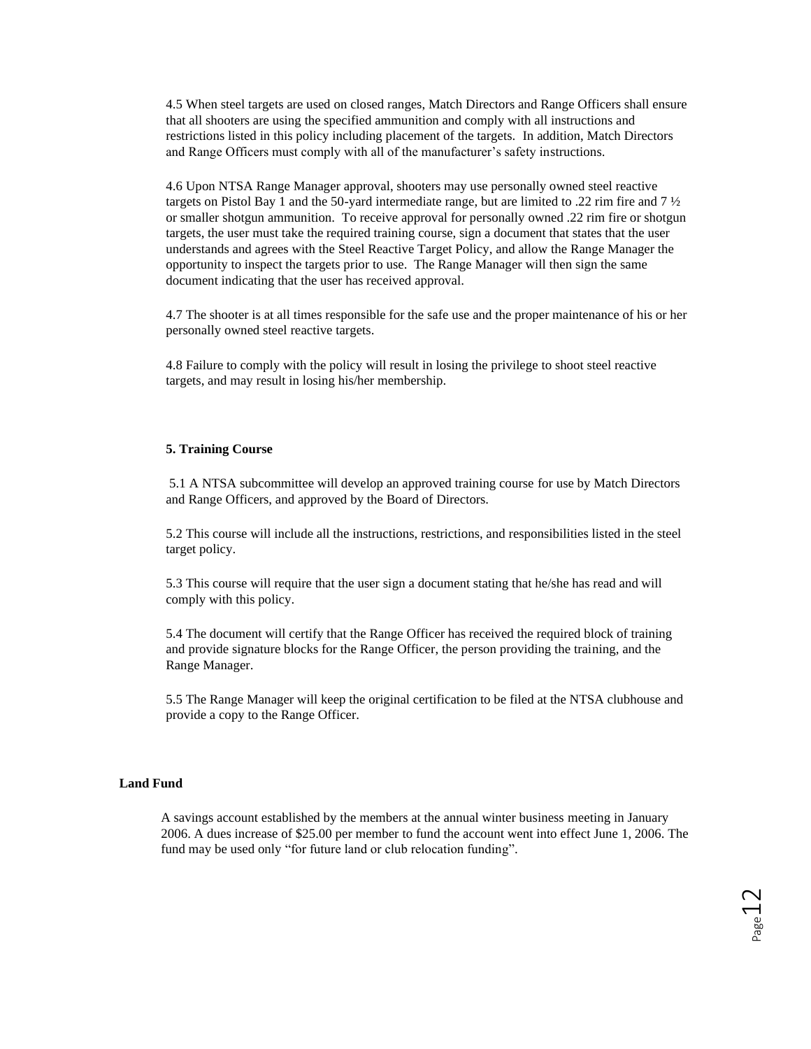4.5 When steel targets are used on closed ranges, Match Directors and Range Officers shall ensure that all shooters are using the specified ammunition and comply with all instructions and restrictions listed in this policy including placement of the targets. In addition, Match Directors and Range Officers must comply with all of the manufacturer's safety instructions.

4.6 Upon NTSA Range Manager approval, shooters may use personally owned steel reactive targets on Pistol Bay 1 and the 50-yard intermediate range, but are limited to .22 rim fire and 7 ½ or smaller shotgun ammunition. To receive approval for personally owned .22 rim fire or shotgun targets, the user must take the required training course, sign a document that states that the user understands and agrees with the Steel Reactive Target Policy, and allow the Range Manager the opportunity to inspect the targets prior to use. The Range Manager will then sign the same document indicating that the user has received approval.

4.7 The shooter is at all times responsible for the safe use and the proper maintenance of his or her personally owned steel reactive targets.

4.8 Failure to comply with the policy will result in losing the privilege to shoot steel reactive targets, and may result in losing his/her membership.

**5. Training Course**

5.1 A NTSA subcommittee will develop an approved training course for use by Match Directors and Range Officers, and approved by the Board of Directors.

5.2 This course will include all the instructions, restrictions, and responsibilities listed in the steel target policy.

5.3 This course will require that the user sign a document stating that he/she has read and will comply with this policy.

5.4 The document will certify that the Range Officer has received the required block of training and provide signature blocks for the Range Officer, the person providing the training, and the Range Manager.

5.5 The Range Manager will keep the original certification to be filed at the NTSA clubhouse and provide a copy to the Range Officer.

**Land Fund**

A savings account established by the members at the annual winter business meeting in January 2006. A dues increase of $25.00 per member to fund the account went into effect June 1, 2006. The fund may be used only "for future land or club relocation funding".